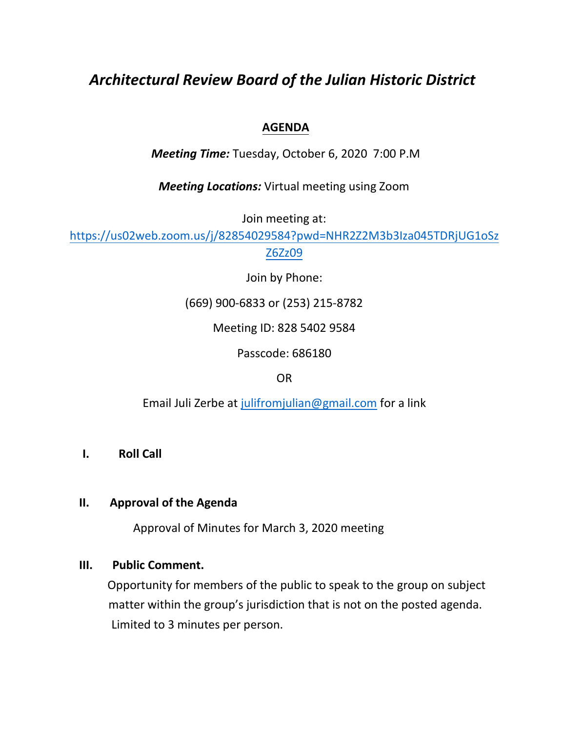# *Architectural Review Board of the Julian Historic District*

**AGENDA**

***Meeting Time:*** Tuesday, October 6, 2020 7:00 P.M

***Meeting Locations:*** Virtual meeting using Zoom

Join meeting at:

https://us02web.zoom.us/j/82854029584?pwd=NHR2Z2M3b3Iza045TDRjUG1oSzZ6Zz09

Join by Phone:

(669) 900-6833 or (253) 215-8782

Meeting ID: 828 5402 9584

Passcode: 686180

OR

Email Juli Zerbe at julifromjulian@gmail.com for a link

**I. Roll Call**

**II. Approval of the Agenda**

Approval of Minutes for March 3, 2020 meeting

**III. Public Comment.**

Opportunity for members of the public to speak to the group on subject matter within the group's jurisdiction that is not on the posted agenda. Limited to 3 minutes per person.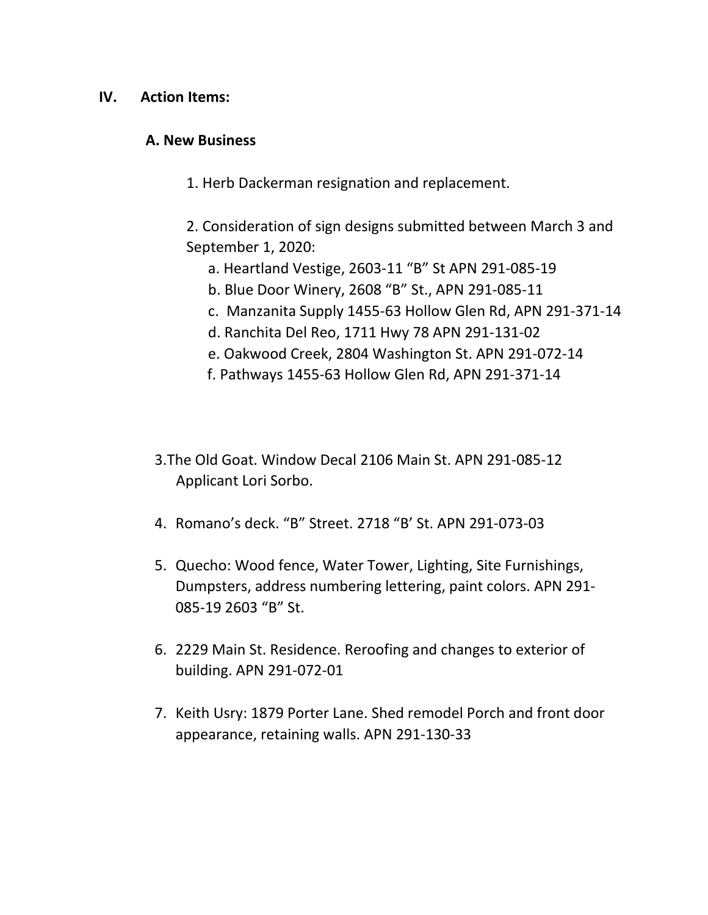## IV. Action Items:

### A. New Business

1. Herb Dackerman resignation and replacement.

2. Consideration of sign designs submitted between March 3 and September 1, 2020:
   - a. Heartland Vestige, 2603-11 “B” St APN 291-085-19
   - b. Blue Door Winery, 2608 “B” St., APN 291-085-11
   - c. Manzanita Supply 1455-63 Hollow Glen Rd, APN 291-371-14
   - d. Ranchita Del Reo, 1711 Hwy 78 APN 291-131-02
   - e. Oakwood Creek, 2804 Washington St. APN 291-072-14
   - f. Pathways 1455-63 Hollow Glen Rd, APN 291-371-14

3. The Old Goat. Window Decal 2106 Main St. APN 291-085-12 Applicant Lori Sorbo.

4. Romano’s deck. “B” Street. 2718 “B’ St. APN 291-073-03

5. Quecho: Wood fence, Water Tower, Lighting, Site Furnishings, Dumpsters, address numbering lettering, paint colors. APN 291-085-19 2603 “B” St.

6. 2229 Main St. Residence. Reroofing and changes to exterior of building. APN 291-072-01

7. Keith Usry: 1879 Porter Lane. Shed remodel Porch and front door appearance, retaining walls. APN 291-130-33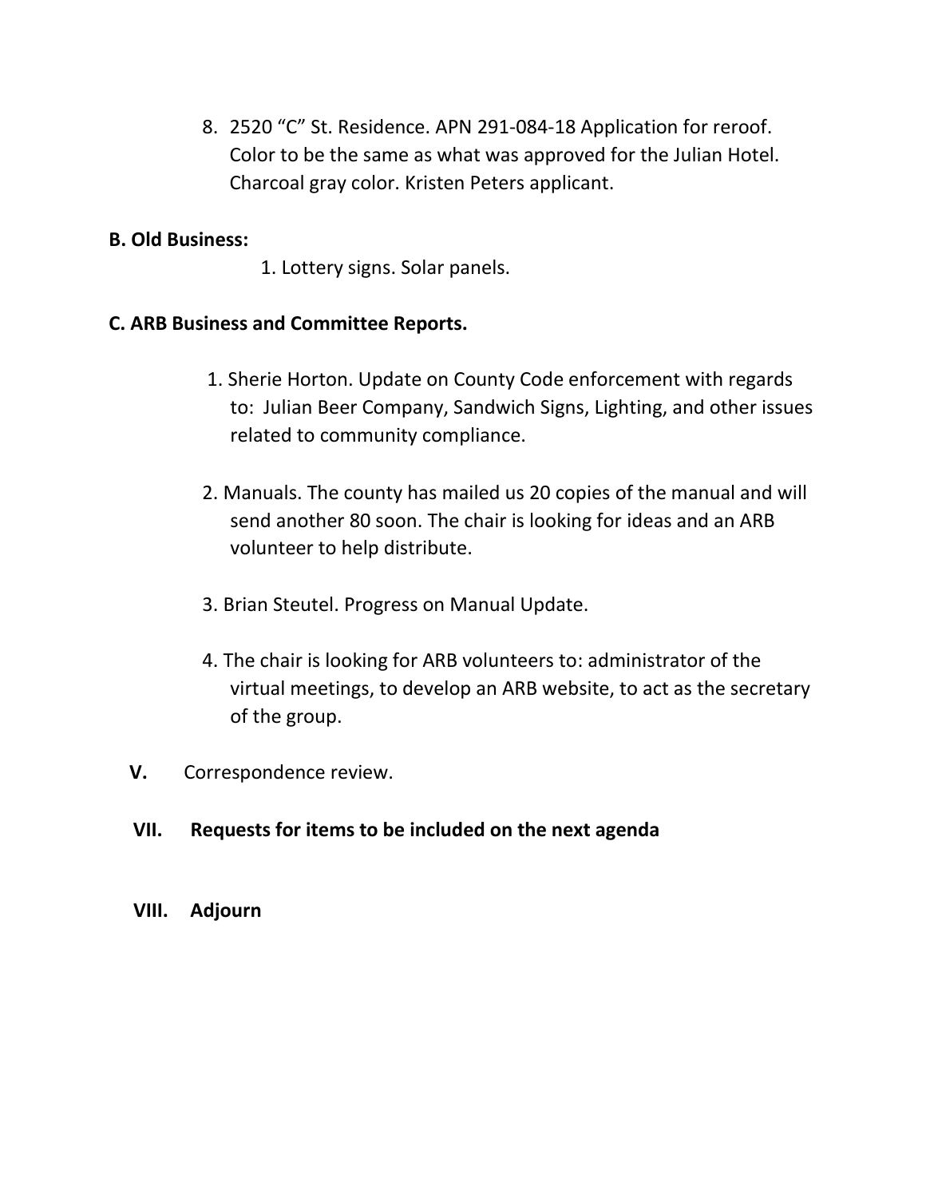8. 2520 “C” St. Residence. APN 291-084-18 Application for reroof. Color to be the same as what was approved for the Julian Hotel. Charcoal gray color. Kristen Peters applicant.

**B. Old Business:**

1. Lottery signs. Solar panels.

**C. ARB Business and Committee Reports.**

1. Sherie Horton. Update on County Code enforcement with regards to: Julian Beer Company, Sandwich Signs, Lighting, and other issues related to community compliance.

2. Manuals. The county has mailed us 20 copies of the manual and will send another 80 soon. The chair is looking for ideas and an ARB volunteer to help distribute.

3. Brian Steutel. Progress on Manual Update.

4. The chair is looking for ARB volunteers to: administrator of the virtual meetings, to develop an ARB website, to act as the secretary of the group.

**V.** Correspondence review.

**VII. Requests for items to be included on the next agenda**

**VIII. Adjourn**